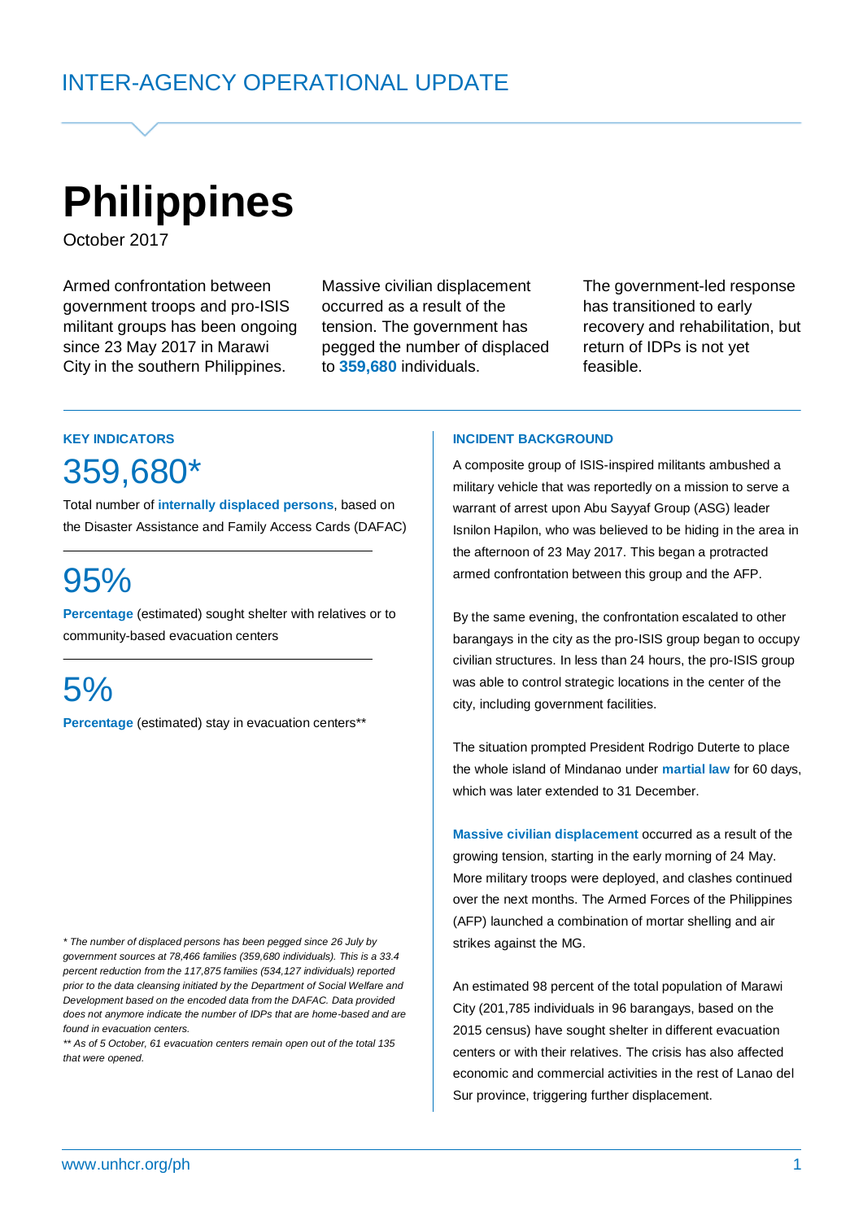INTER-AGENCY OPERATIONAL UPDATE

# Philippines

October 2017

Armed confrontation between government troops and pro-ISIS militant groups has been ongoing since 23 May 2017 in Marawi City in the southern Philippines.

Massive civilian displacement occurred as a result of the tension. The government has pegged the number of displaced to **359,680** individuals.

The government-led response has transitioned to early recovery and rehabilitation, but return of IDPs is not yet feasible.

## KEY INDICATORS

### 359,680*

Total number of **internally displaced persons**, based on the Disaster Assistance and Family Access Cards (DAFAC)

### 95%

**Percentage** (estimated) sought shelter with relatives or to community-based evacuation centers

### 5%

**Percentage** (estimated) stay in evacuation centers**

*\* The number of displaced persons has been pegged since 26 July by government sources at 78,466 families (359,680 individuals). This is a 33.4 percent reduction from the 117,875 families (534,127 individuals) reported prior to the data cleansing initiated by the Department of Social Welfare and Development based on the encoded data from the DAFAC. Data provided does not anymore indicate the number of IDPs that are home-based and are found in evacuation centers.*

*\*\* As of 5 October, 61 evacuation centers remain open out of the total 135 that were opened.*

## INCIDENT BACKGROUND

A composite group of ISIS-inspired militants ambushed a military vehicle that was reportedly on a mission to serve a warrant of arrest upon Abu Sayyaf Group (ASG) leader Isnilon Hapilon, who was believed to be hiding in the area in the afternoon of 23 May 2017. This began a protracted armed confrontation between this group and the AFP.

By the same evening, the confrontation escalated to other barangays in the city as the pro-ISIS group began to occupy civilian structures. In less than 24 hours, the pro-ISIS group was able to control strategic locations in the center of the city, including government facilities.

The situation prompted President Rodrigo Duterte to place the whole island of Mindanao under **martial law** for 60 days, which was later extended to 31 December.

**Massive civilian displacement** occurred as a result of the growing tension, starting in the early morning of 24 May. More military troops were deployed, and clashes continued over the next months. The Armed Forces of the Philippines (AFP) launched a combination of mortar shelling and air strikes against the MG.

An estimated 98 percent of the total population of Marawi City (201,785 individuals in 96 barangays, based on the 2015 census) have sought shelter in different evacuation centers or with their relatives. The crisis has also affected economic and commercial activities in the rest of Lanao del Sur province, triggering further displacement.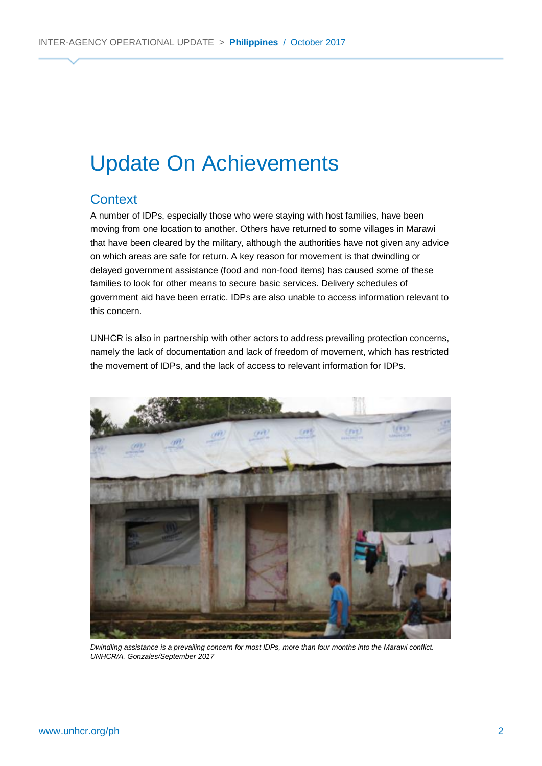# Update On Achievements

## Context

A number of IDPs, especially those who were staying with host families, have been moving from one location to another. Others have returned to some villages in Marawi that have been cleared by the military, although the authorities have not given any advice on which areas are safe for return. A key reason for movement is that dwindling or delayed government assistance (food and non-food items) has caused some of these families to look for other means to secure basic services. Delivery schedules of government aid have been erratic. IDPs are also unable to access information relevant to this concern.

UNHCR is also in partnership with other actors to address prevailing protection concerns, namely the lack of documentation and lack of freedom of movement, which has restricted the movement of IDPs, and the lack of access to relevant information for IDPs.

*Dwindling assistance is a prevailing concern for most IDPs, more than four months into the Marawi conflict. UNHCR/A. Gonzales/September 2017*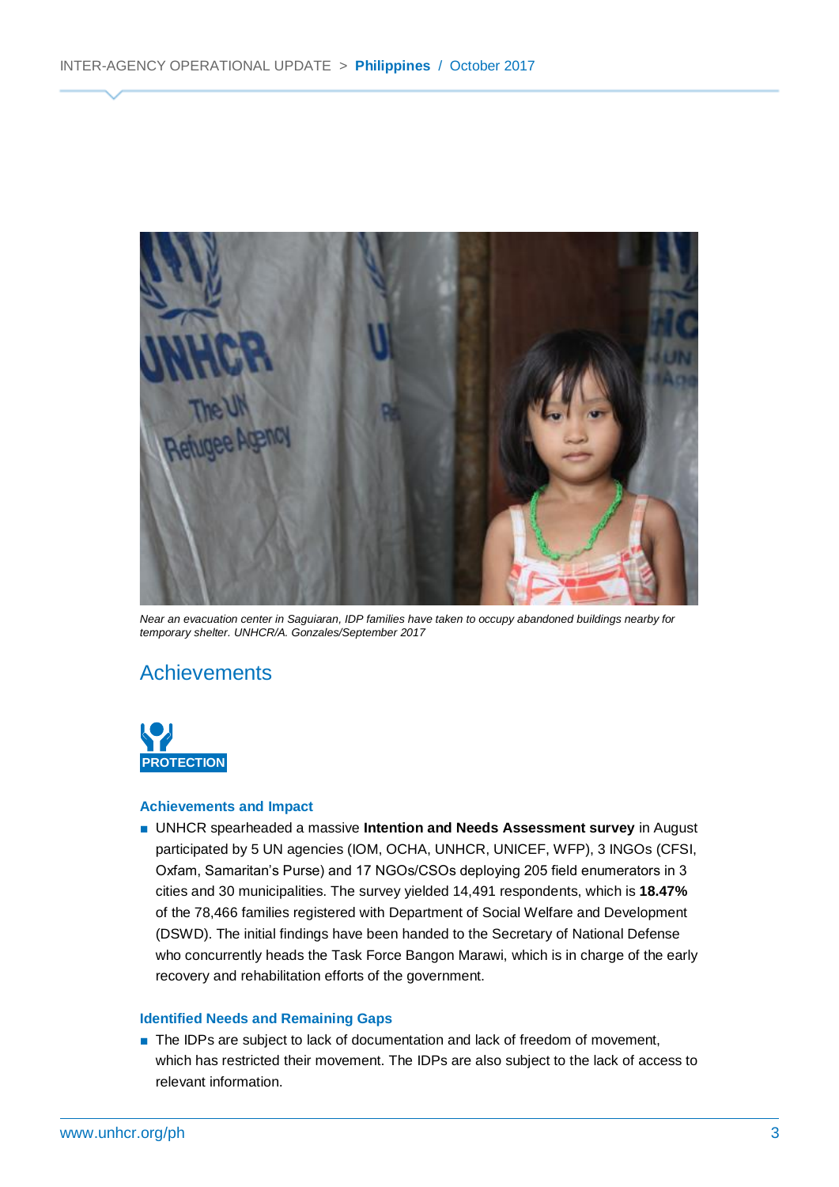*Near an evacuation center in Saguiaran, IDP families have taken to occupy abandoned buildings nearby for temporary shelter. UNHCR/A. Gonzales/September 2017*

## Achievements

**PROTECTION**

### Achievements and Impact

- UNHCR spearheaded a massive **Intention and Needs Assessment survey** in August participated by 5 UN agencies (IOM, OCHA, UNHCR, UNICEF, WFP), 3 INGOs (CFSI, Oxfam, Samaritan's Purse) and 17 NGOs/CSOs deploying 205 field enumerators in 3 cities and 30 municipalities. The survey yielded 14,491 respondents, which is **18.47%** of the 78,466 families registered with Department of Social Welfare and Development (DSWD). The initial findings have been handed to the Secretary of National Defense who concurrently heads the Task Force Bangon Marawi, which is in charge of the early recovery and rehabilitation efforts of the government.

### Identified Needs and Remaining Gaps

- The IDPs are subject to lack of documentation and lack of freedom of movement, which has restricted their movement. The IDPs are also subject to the lack of access to relevant information.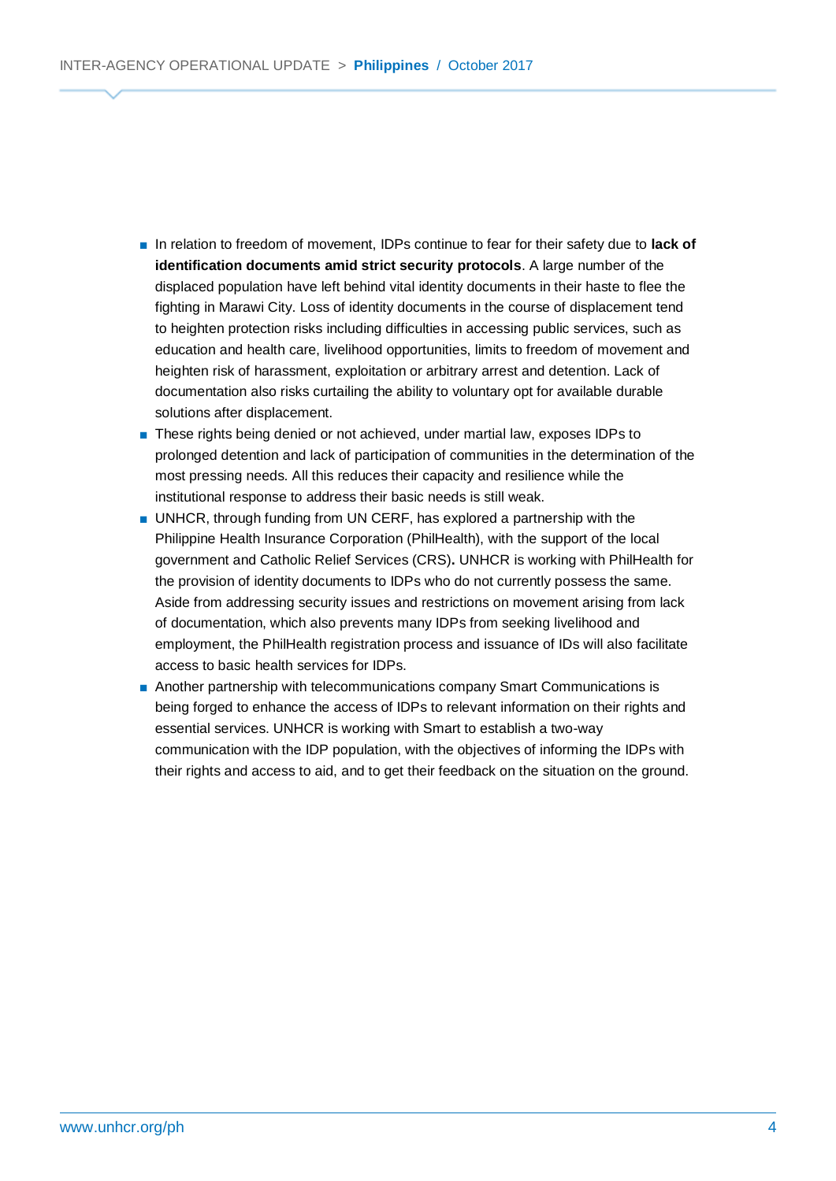- In relation to freedom of movement, IDPs continue to fear for their safety due to **lack of identification documents amid strict security protocols**. A large number of the displaced population have left behind vital identity documents in their haste to flee the fighting in Marawi City. Loss of identity documents in the course of displacement tend to heighten protection risks including difficulties in accessing public services, such as education and health care, livelihood opportunities, limits to freedom of movement and heighten risk of harassment, exploitation or arbitrary arrest and detention. Lack of documentation also risks curtailing the ability to voluntary opt for available durable solutions after displacement.
- These rights being denied or not achieved, under martial law, exposes IDPs to prolonged detention and lack of participation of communities in the determination of the most pressing needs. All this reduces their capacity and resilience while the institutional response to address their basic needs is still weak.
- UNHCR, through funding from UN CERF, has explored a partnership with the Philippine Health Insurance Corporation (PhilHealth), with the support of the local government and Catholic Relief Services (CRS)**.** UNHCR is working with PhilHealth for the provision of identity documents to IDPs who do not currently possess the same. Aside from addressing security issues and restrictions on movement arising from lack of documentation, which also prevents many IDPs from seeking livelihood and employment, the PhilHealth registration process and issuance of IDs will also facilitate access to basic health services for IDPs.
- Another partnership with telecommunications company Smart Communications is being forged to enhance the access of IDPs to relevant information on their rights and essential services. UNHCR is working with Smart to establish a two-way communication with the IDP population, with the objectives of informing the IDPs with their rights and access to aid, and to get their feedback on the situation on the ground.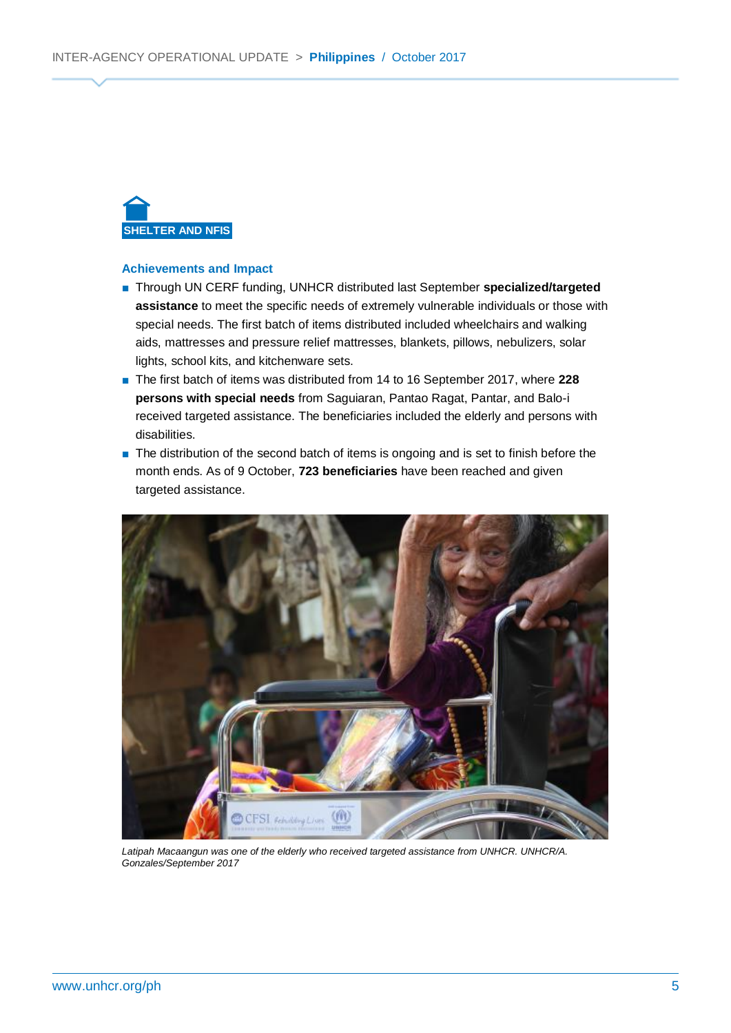## SHELTER AND NFIS

### Achievements and Impact

- Through UN CERF funding, UNHCR distributed last September **specialized/targeted assistance** to meet the specific needs of extremely vulnerable individuals or those with special needs. The first batch of items distributed included wheelchairs and walking aids, mattresses and pressure relief mattresses, blankets, pillows, nebulizers, solar lights, school kits, and kitchenware sets.
- The first batch of items was distributed from 14 to 16 September 2017, where **228 persons with special needs** from Saguiaran, Pantao Ragat, Pantar, and Balo-i received targeted assistance. The beneficiaries included the elderly and persons with disabilities.
- The distribution of the second batch of items is ongoing and is set to finish before the month ends. As of 9 October, **723 beneficiaries** have been reached and given targeted assistance.

*Latipah Macaangun was one of the elderly who received targeted assistance from UNHCR. UNHCR/A. Gonzales/September 2017*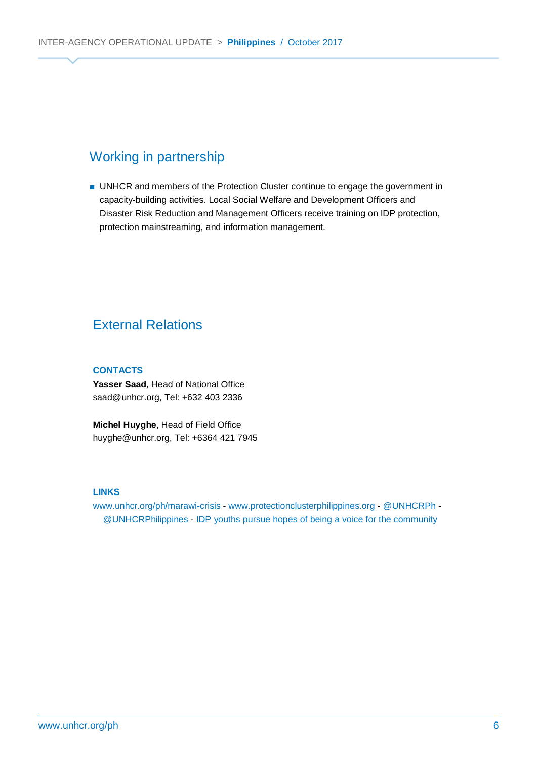## Working in partnership

- UNHCR and members of the Protection Cluster continue to engage the government in capacity-building activities. Local Social Welfare and Development Officers and Disaster Risk Reduction and Management Officers receive training on IDP protection, protection mainstreaming, and information management.

## External Relations

**CONTACTS**

**Yasser Saad**, Head of National Office
saad@unhcr.org, Tel: +632 403 2336

**Michel Huyghe**, Head of Field Office
huyghe@unhcr.org, Tel: +6364 421 7945

**LINKS**

www.unhcr.org/ph/marawi-crisis - www.protectionclusterphilippines.org - @UNHCRPh - @UNHCRPhilippines - IDP youths pursue hopes of being a voice for the community